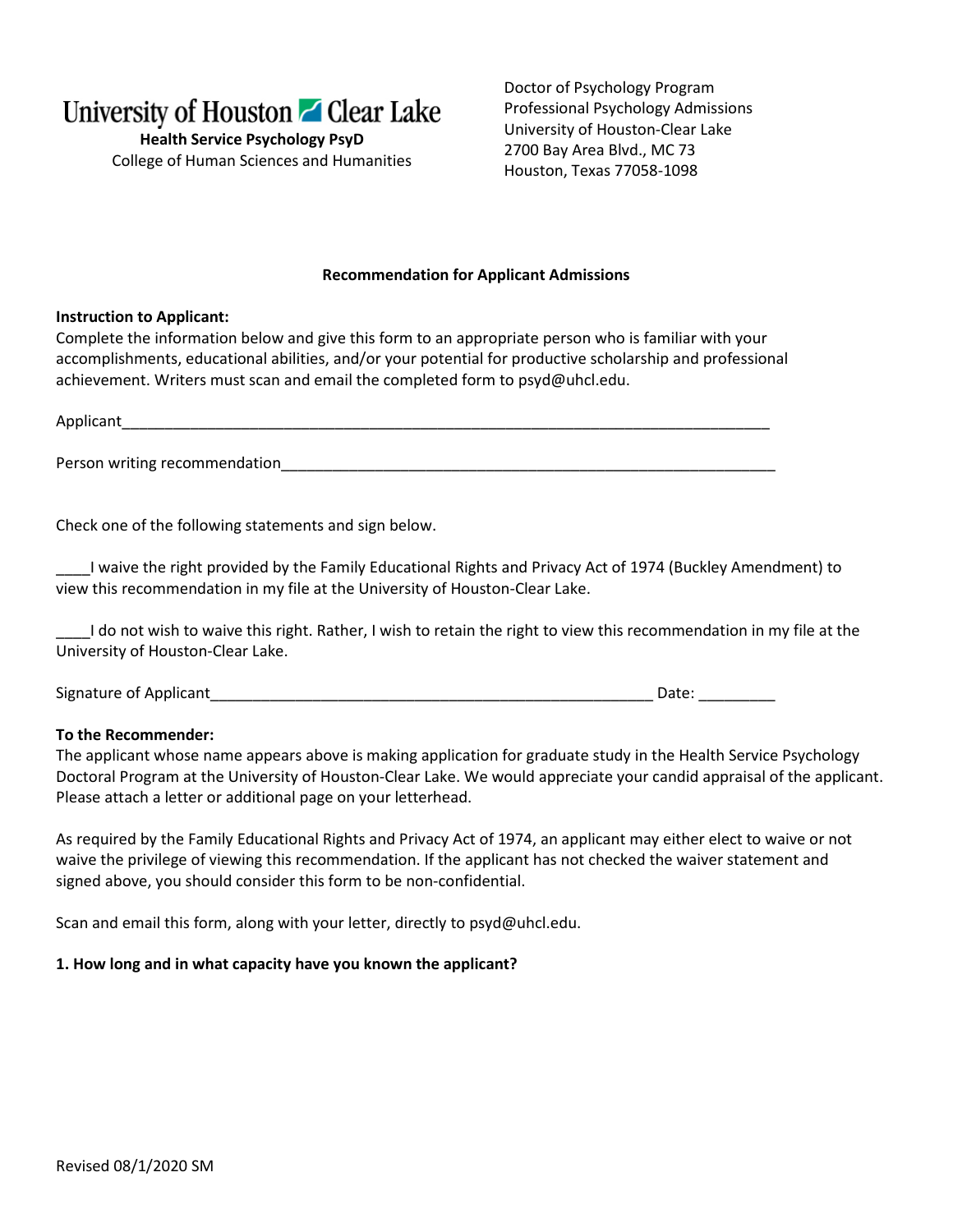University of Houston Clear Lake

**Health Service Psychology PsyD**

College of Human Sciences and Humanities

Doctor of Psychology Program
Professional Psychology Admissions
University of Houston-Clear Lake
2700 Bay Area Blvd., MC 73
Houston, Texas 77058-1098

**Recommendation for Applicant Admissions**

**Instruction to Applicant:**

Complete the information below and give this form to an appropriate person who is familiar with your accomplishments, educational abilities, and/or your potential for productive scholarship and professional achievement. Writers must scan and email the completed form to psyd@uhcl.edu.

Applicant_______________________________________________________________________________

Person writing recommendation_____________________________________________________________

Check one of the following statements and sign below.

____I waive the right provided by the Family Educational Rights and Privacy Act of 1974 (Buckley Amendment) to view this recommendation in my file at the University of Houston-Clear Lake.

____I do not wish to waive this right. Rather, I wish to retain the right to view this recommendation in my file at the University of Houston-Clear Lake.

Signature of Applicant______________________________________________________ Date: _________

**To the Recommender:**

The applicant whose name appears above is making application for graduate study in the Health Service Psychology Doctoral Program at the University of Houston-Clear Lake. We would appreciate your candid appraisal of the applicant. Please attach a letter or additional page on your letterhead.

As required by the Family Educational Rights and Privacy Act of 1974, an applicant may either elect to waive or not waive the privilege of viewing this recommendation. If the applicant has not checked the waiver statement and signed above, you should consider this form to be non-confidential.

Scan and email this form, along with your letter, directly to psyd@uhcl.edu.

**1. How long and in what capacity have you known the applicant?**

Revised 08/1/2020 SM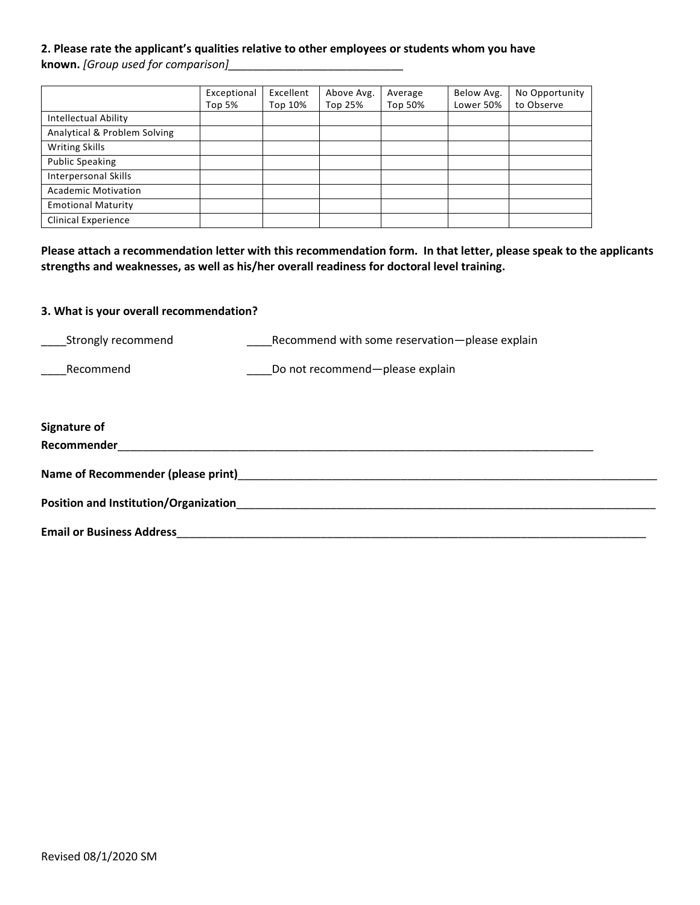**2. Please rate the applicant's qualities relative to other employees or students whom you have known.** *[Group used for comparison]*____________________________

| | Exceptional Top 5% | Excellent Top 10% | Above Avg. Top 25% | Average Top 50% | Below Avg. Lower 50% | No Opportunity to Observe |
|---|---|---|---|---|---|---|
| Intellectual Ability | | | | | | |
| Analytical & Problem Solving | | | | | | |
| Writing Skills | | | | | | |
| Public Speaking | | | | | | |
| Interpersonal Skills | | | | | | |
| Academic Motivation | | | | | | |
| Emotional Maturity | | | | | | |
| Clinical Experience | | | | | | |

**Please attach a recommendation letter with this recommendation form. In that letter, please speak to the applicants strengths and weaknesses, as well as his/her overall readiness for doctoral level training.**

**3. What is your overall recommendation?**

____Strongly recommend ____Recommend with some reservation—please explain

____Recommend ____Do not recommend—please explain

**Signature of Recommender**________________________________________________________________________________

**Name of Recommender (please print)**______________________________________________________________________

**Position and Institution/Organization**______________________________________________________________________

**Email or Business Address**______________________________________________________________________________

Revised 08/1/2020 SM